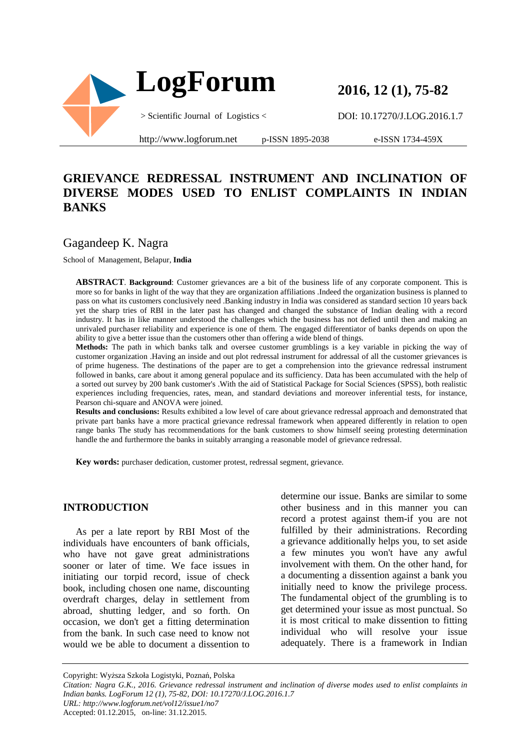# GRIEVANCE REDRESSAL INSTRUMENT AND INCLINATION OF DIVERSE MODES USED TO ENLIST COMPLAINTS IN INDIAN BANKS

Gagandeep K. Nagra

School of Management, Belapur, **India**

**ABSTRACT**. **Background**: Customer grievances are a bit of the business life of any corporate component. This is more so for banks in light of the way that they are organization affiliations .Indeed the organization business is planned to pass on what its customers conclusively need .Banking industry in India was considered as standard section 10 years back yet the sharp tries of RBI in the later past has changed and changed the substance of Indian dealing with a record industry. It has in like manner understood the challenges which the business has not defied until then and making an unrivaled purchaser reliability and experience is one of them. The engaged differentiator of banks depends on upon the ability to give a better issue than the customers other than offering a wide blend of things.

**Methods:** The path in which banks talk and oversee customer grumblings is a key variable in picking the way of customer organization .Having an inside and out plot redressal instrument for addressal of all the customer grievances is of prime hugeness. The destinations of the paper are to get a comprehension into the grievance redressal instrument followed in banks, care about it among general populace and its sufficiency. Data has been accumulated with the help of a sorted out survey by 200 bank customer's .With the aid of Statistical Package for Social Sciences (SPSS), both realistic experiences including frequencies, rates, mean, and standard deviations and moreover inferential tests, for instance, Pearson chi-square and ANOVA were joined.

**Results and conclusions:** Results exhibited a low level of care about grievance redressal approach and demonstrated that private part banks have a more practical grievance redressal framework when appeared differently in relation to open range banks The study has recommendations for the bank customers to show himself seeing protesting determination handle the and furthermore the banks in suitably arranging a reasonable model of grievance redressal.

**Key words:** purchaser dedication, customer protest, redressal segment, grievance.

## INTRODUCTION

As per a late report by RBI Most of the individuals have encounters of bank officials, who have not gave great administrations sooner or later of time. We face issues in initiating our torpid record, issue of check book, including chosen one name, discounting overdraft charges, delay in settlement from abroad, shutting ledger, and so forth. On occasion, we don't get a fitting determination from the bank. In such case need to know not would we be able to document a dissention to determine our issue. Banks are similar to some other business and in this manner you can record a protest against them-if you are not fulfilled by their administrations. Recording a grievance additionally helps you, to set aside a few minutes you won't have any awful involvement with them. On the other hand, for a documenting a dissention against a bank you initially need to know the privilege process. The fundamental object of the grumbling is to get determined your issue as most punctual. So it is most critical to make dissention to fitting individual who will resolve your issue adequately. There is a framework in Indian

Copyright: Wyższa Szkoła Logistyki, Poznań, Polska

*Citation: Nagra G.K., 2016. Grievance redressal instrument and inclination of diverse modes used to enlist complaints in Indian banks. LogForum 12 (1), 75-82, DOI: 10.17270/J.LOG.2016.1.7*

*URL: http://www.logforum.net/vol12/issue1/no7*

Accepted: 01.12.2015, on-line: 31.12.2015.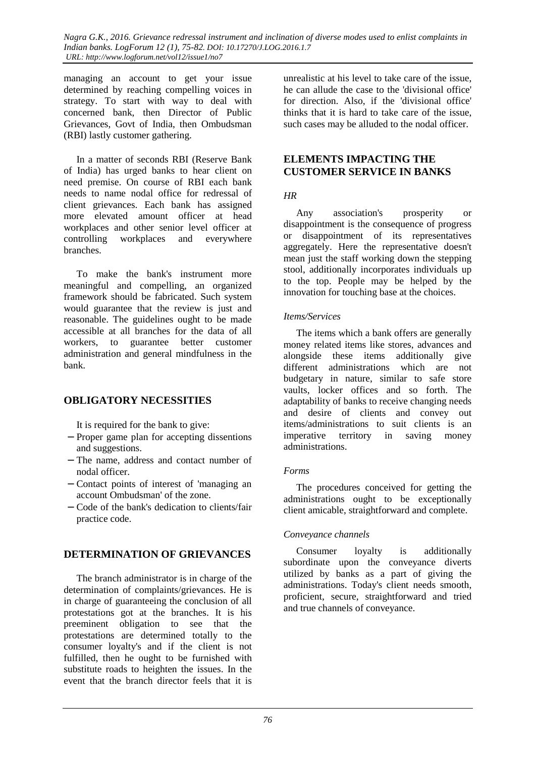managing an account to get your issue determined by reaching compelling voices in strategy. To start with way to deal with concerned bank, then Director of Public Grievances, Govt of India, then Ombudsman (RBI) lastly customer gathering.

In a matter of seconds RBI (Reserve Bank of India) has urged banks to hear client on need premise. On course of RBI each bank needs to name nodal office for redressal of client grievances. Each bank has assigned more elevated amount officer at head workplaces and other senior level officer at controlling workplaces and everywhere branches.

To make the bank's instrument more meaningful and compelling, an organized framework should be fabricated. Such system would guarantee that the review is just and reasonable. The guidelines ought to be made accessible at all branches for the data of all workers, to guarantee better customer administration and general mindfulness in the bank.

## OBLIGATORY NECESSITIES

It is required for the bank to give:

- Proper game plan for accepting dissentions and suggestions.
- The name, address and contact number of nodal officer.
- Contact points of interest of 'managing an account Ombudsman' of the zone.
- Code of the bank's dedication to clients/fair practice code.

## DETERMINATION OF GRIEVANCES

The branch administrator is in charge of the determination of complaints/grievances. He is in charge of guaranteeing the conclusion of all protestations got at the branches. It is his preeminent obligation to see that the protestations are determined totally to the consumer loyalty's and if the client is not fulfilled, then he ought to be furnished with substitute roads to heighten the issues. In the event that the branch director feels that it is unrealistic at his level to take care of the issue, he can allude the case to the 'divisional office' for direction. Also, if the 'divisional office' thinks that it is hard to take care of the issue, such cases may be alluded to the nodal officer.

## ELEMENTS IMPACTING THE CUSTOMER SERVICE IN BANKS

### *HR*

Any association's prosperity or disappointment is the consequence of progress or disappointment of its representatives aggregately. Here the representative doesn't mean just the staff working down the stepping stool, additionally incorporates individuals up to the top. People may be helped by the innovation for touching base at the choices.

### *Items/Services*

The items which a bank offers are generally money related items like stores, advances and alongside these items additionally give different administrations which are not budgetary in nature, similar to safe store vaults, locker offices and so forth. The adaptability of banks to receive changing needs and desire of clients and convey out items/administrations to suit clients is an imperative territory in saving money administrations.

### *Forms*

The procedures conceived for getting the administrations ought to be exceptionally client amicable, straightforward and complete.

### *Conveyance channels*

Consumer loyalty is additionally subordinate upon the conveyance diverts utilized by banks as a part of giving the administrations. Today's client needs smooth, proficient, secure, straightforward and tried and true channels of conveyance.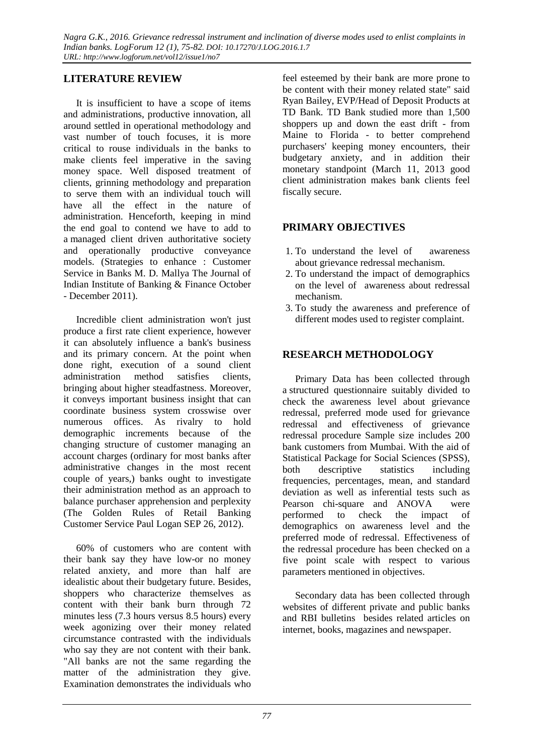## LITERATURE REVIEW

It is insufficient to have a scope of items and administrations, productive innovation, all around settled in operational methodology and vast number of touch focuses, it is more critical to rouse individuals in the banks to make clients feel imperative in the saving money space. Well disposed treatment of clients, grinning methodology and preparation to serve them with an individual touch will have all the effect in the nature of administration. Henceforth, keeping in mind the end goal to contend we have to add to a managed client driven authoritative society and operationally productive conveyance models. (Strategies to enhance : Customer Service in Banks M. D. Mallya The Journal of Indian Institute of Banking & Finance October - December 2011).

Incredible client administration won't just produce a first rate client experience, however it can absolutely influence a bank's business and its primary concern. At the point when done right, execution of a sound client administration method satisfies clients, bringing about higher steadfastness. Moreover, it conveys important business insight that can coordinate business system crosswise over numerous offices. As rivalry to hold demographic increments because of the changing structure of customer managing an account charges (ordinary for most banks after administrative changes in the most recent couple of years,) banks ought to investigate their administration method as an approach to balance purchaser apprehension and perplexity (The Golden Rules of Retail Banking Customer Service Paul Logan SEP 26, 2012).

60% of customers who are content with their bank say they have low-or no money related anxiety, and more than half are idealistic about their budgetary future. Besides, shoppers who characterize themselves as content with their bank burn through 72 minutes less (7.3 hours versus 8.5 hours) every week agonizing over their money related circumstance contrasted with the individuals who say they are not content with their bank. "All banks are not the same regarding the matter of the administration they give. Examination demonstrates the individuals who feel esteemed by their bank are more prone to be content with their money related state" said Ryan Bailey, EVP/Head of Deposit Products at TD Bank. TD Bank studied more than 1,500 shoppers up and down the east drift - from Maine to Florida - to better comprehend purchasers' keeping money encounters, their budgetary anxiety, and in addition their monetary standpoint (March 11, 2013 good client administration makes bank clients feel fiscally secure.

## PRIMARY OBJECTIVES

1. To understand the level of awareness about grievance redressal mechanism.
2. To understand the impact of demographics on the level of awareness about redressal mechanism.
3. To study the awareness and preference of different modes used to register complaint.

## RESEARCH METHODOLOGY

Primary Data has been collected through a structured questionnaire suitably divided to check the awareness level about grievance redressal, preferred mode used for grievance redressal and effectiveness of grievance redressal procedure Sample size includes 200 bank customers from Mumbai. With the aid of Statistical Package for Social Sciences (SPSS), both descriptive statistics including frequencies, percentages, mean, and standard deviation as well as inferential tests such as Pearson chi-square and ANOVA were performed to check the impact of demographics on awareness level and the preferred mode of redressal. Effectiveness of the redressal procedure has been checked on a five point scale with respect to various parameters mentioned in objectives.

Secondary data has been collected through websites of different private and public banks and RBI bulletins besides related articles on internet, books, magazines and newspaper.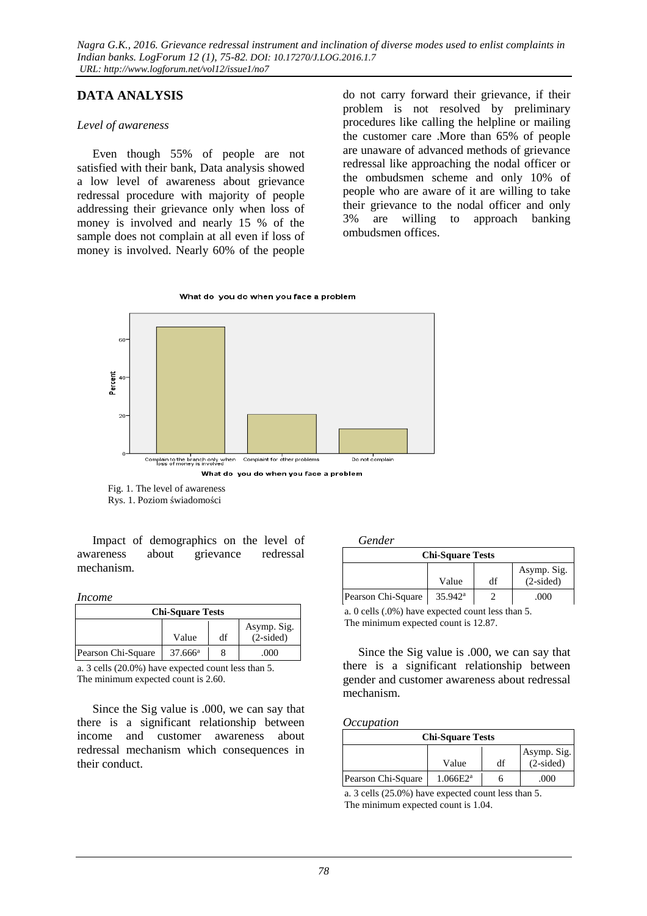## DATA ANALYSIS

*Level of awareness*

Even though 55% of people are not satisfied with their bank, Data analysis showed a low level of awareness about grievance redressal procedure with majority of people addressing their grievance only when loss of money is involved and nearly 15 % of the sample does not complain at all even if loss of money is involved. Nearly 60% of the people do not carry forward their grievance, if their problem is not resolved by preliminary procedures like calling the helpline or mailing the customer care .More than 65% of people are unaware of advanced methods of grievance redressal like approaching the nodal officer or the ombudsmen scheme and only 10% of people who are aware of it are willing to take their grievance to the nodal officer and only 3% are willing to approach banking ombudsmen offices.

Fig. 1. The level of awareness
Rys. 1. Poziom świadomości

Impact of demographics on the level of awareness about grievance redressal mechanism.

*Income*

| Chi-Square Tests | | | |
|---|---|---|---|
| | Value | df | Asymp. Sig. (2-sided) |
| Pearson Chi-Square | 37.666[a] | 8 | .000 |

a. 3 cells (20.0%) have expected count less than 5. The minimum expected count is 2.60.

Since the Sig value is .000, we can say that there is a significant relationship between income and customer awareness about redressal mechanism which consequences in their conduct.

*Gender*

| Chi-Square Tests | | | |
|---|---|---|---|
| | Value | df | Asymp. Sig. (2-sided) |
| Pearson Chi-Square | 35.942[a] | 2 | .000 |

a. 0 cells (.0%) have expected count less than 5. The minimum expected count is 12.87.

Since the Sig value is .000, we can say that there is a significant relationship between gender and customer awareness about redressal mechanism.

*Occupation*

| Chi-Square Tests | | | |
|---|---|---|---|
| | Value | df | Asymp. Sig. (2-sided) |
| Pearson Chi-Square | 1.066E2[a] | 6 | .000 |

a. 3 cells (25.0%) have expected count less than 5. The minimum expected count is 1.04.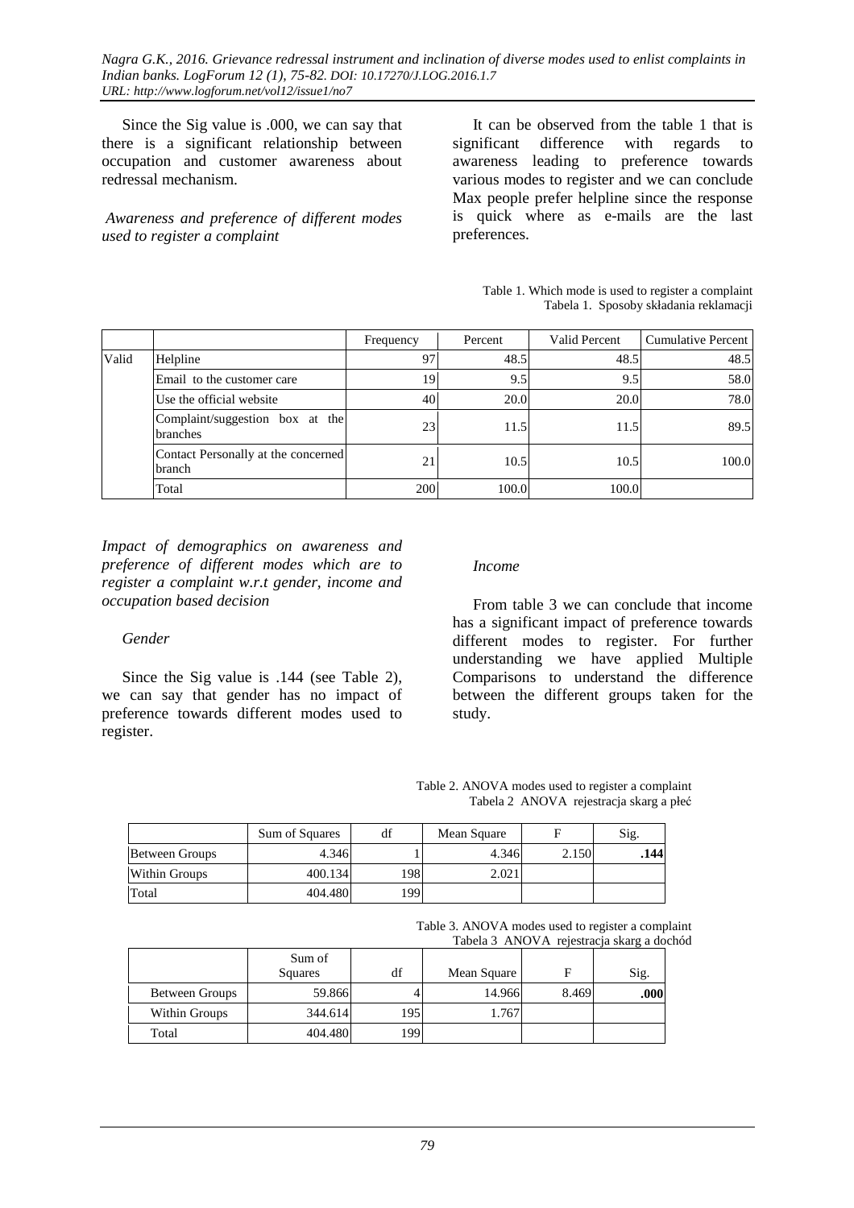Since the Sig value is .000, we can say that there is a significant relationship between occupation and customer awareness about redressal mechanism.

*Awareness and preference of different modes used to register a complaint*

It can be observed from the table 1 that is significant difference with regards to awareness leading to preference towards various modes to register and we can conclude Max people prefer helpline since the response is quick where as e-mails are the last preferences.

Table 1. Which mode is used to register a complaint
Tabela 1. Sposoby składania reklamacji

| | | Frequency | Percent | Valid Percent | Cumulative Percent |
|---|---|---|---|---|---|
| Valid | Helpline | 97 | 48.5 | 48.5 | 48.5 |
| | Email to the customer care | 19 | 9.5 | 9.5 | 58.0 |
| | Use the official website | 40 | 20.0 | 20.0 | 78.0 |
| | Complaint/suggestion box at the branches | 23 | 11.5 | 11.5 | 89.5 |
| | Contact Personally at the concerned branch | 21 | 10.5 | 10.5 | 100.0 |
| | Total | 200 | 100.0 | 100.0 | |

*Impact of demographics on awareness and preference of different modes which are to register a complaint w.r.t gender, income and occupation based decision*

*Gender*

Since the Sig value is .144 (see Table 2), we can say that gender has no impact of preference towards different modes used to register.

*Income*

From table 3 we can conclude that income has a significant impact of preference towards different modes to register. For further understanding we have applied Multiple Comparisons to understand the difference between the different groups taken for the study.

Table 2. ANOVA modes used to register a complaint
Tabela 2 ANOVA rejestracja skarg a płeć

| | Sum of Squares | df | Mean Square | F | Sig. |
|---|---|---|---|---|---|
| Between Groups | 4.346 | 1 | 4.346 | 2.150 | **.144** |
| Within Groups | 400.134 | 198 | 2.021 | | |
| Total | 404.480 | 199 | | | |

Table 3. ANOVA modes used to register a complaint
Tabela 3 ANOVA rejestracja skarg a dochód

| | Sum of Squares | df | Mean Square | F | Sig. |
|---|---|---|---|---|---|
| Between Groups | 59.866 | 4 | 14.966 | 8.469 | **.000** |
| Within Groups | 344.614 | 195 | 1.767 | | |
| Total | 404.480 | 199 | | | |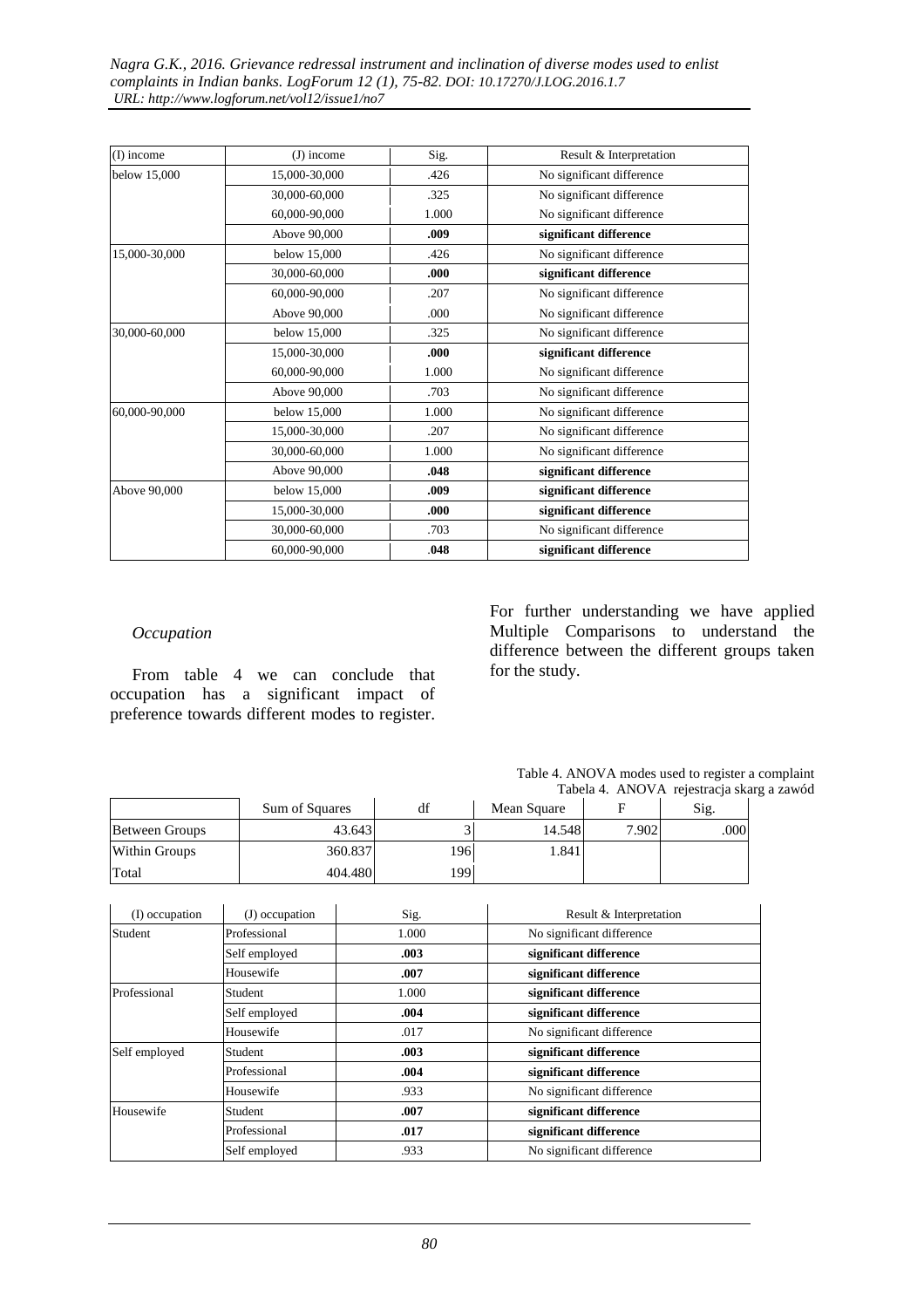| (I) income | (J) income | Sig. | Result & Interpretation |
|---|---|---|---|
| below 15,000 | 15,000-30,000 | .426 | No significant difference |
| | 30,000-60,000 | .325 | No significant difference |
| | 60,000-90,000 | 1.000 | No significant difference |
| | Above 90,000 | **.009** | **significant difference** |
| 15,000-30,000 | below 15,000 | .426 | No significant difference |
| | 30,000-60,000 | **.000** | **significant difference** |
| | 60,000-90,000 | .207 | No significant difference |
| | Above 90,000 | .000 | No significant difference |
| 30,000-60,000 | below 15,000 | .325 | No significant difference |
| | 15,000-30,000 | **.000** | **significant difference** |
| | 60,000-90,000 | 1.000 | No significant difference |
| | Above 90,000 | .703 | No significant difference |
| 60,000-90,000 | below 15,000 | 1.000 | No significant difference |
| | 15,000-30,000 | .207 | No significant difference |
| | 30,000-60,000 | 1.000 | No significant difference |
| | Above 90,000 | **.048** | **significant difference** |
| Above 90,000 | below 15,000 | **.009** | **significant difference** |
| | 15,000-30,000 | **.000** | **significant difference** |
| | 30,000-60,000 | .703 | No significant difference |
| | 60,000-90,000 | **.048** | **significant difference** |

*Occupation*

From table 4 we can conclude that occupation has a significant impact of preference towards different modes to register.

For further understanding we have applied Multiple Comparisons to understand the difference between the different groups taken for the study.

Table 4. ANOVA modes used to register a complaint
Tabela 4. ANOVA rejestracja skarg a zawód

| | Sum of Squares | df | Mean Square | F | Sig. |
|---|---|---|---|---|---|
| Between Groups | 43.643 | 3 | 14.548 | 7.902 | .000 |
| Within Groups | 360.837 | 196 | 1.841 | | |
| Total | 404.480 | 199 | | | |

| (I) occupation | (J) occupation | Sig. | Result & Interpretation |
|---|---|---|---|
| Student | Professional | 1.000 | No significant difference |
| | Self employed | **.003** | **significant difference** |
| | Housewife | **.007** | **significant difference** |
| Professional | Student | 1.000 | **significant difference** |
| | Self employed | **.004** | **significant difference** |
| | Housewife | .017 | No significant difference |
| Self employed | Student | **.003** | **significant difference** |
| | Professional | **.004** | **significant difference** |
| | Housewife | .933 | No significant difference |
| Housewife | Student | **.007** | **significant difference** |
| | Professional | **.017** | **significant difference** |
| | Self employed | .933 | No significant difference |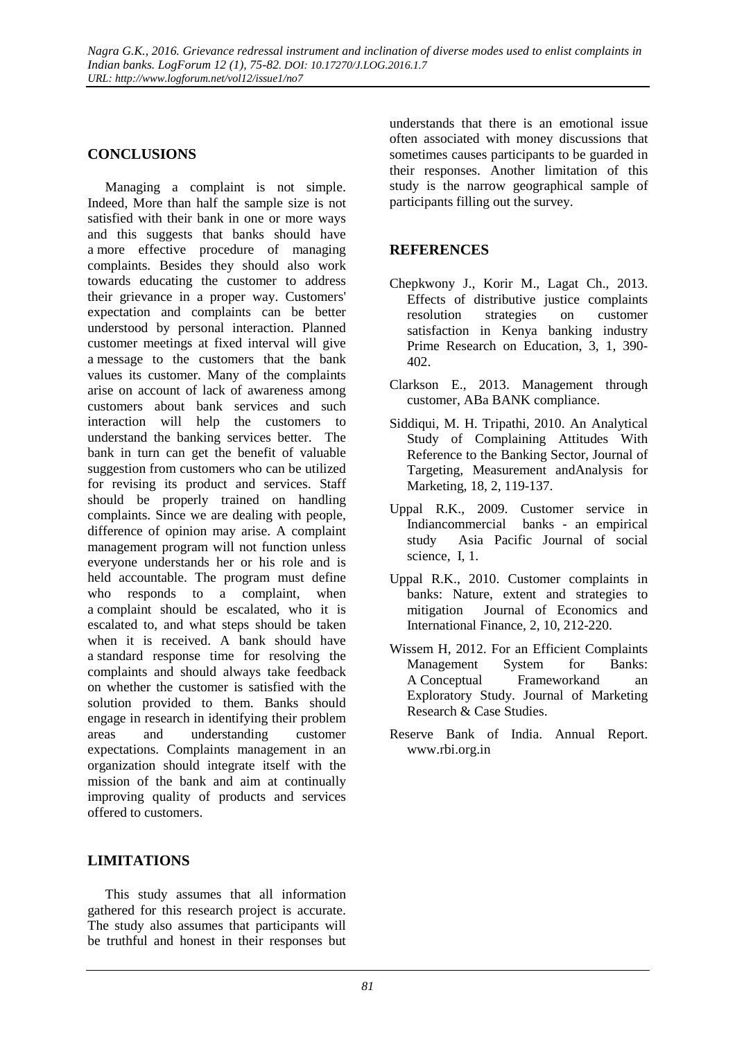## CONCLUSIONS

Managing a complaint is not simple. Indeed, More than half the sample size is not satisfied with their bank in one or more ways and this suggests that banks should have a more effective procedure of managing complaints. Besides they should also work towards educating the customer to address their grievance in a proper way. Customers' expectation and complaints can be better understood by personal interaction. Planned customer meetings at fixed interval will give a message to the customers that the bank values its customer. Many of the complaints arise on account of lack of awareness among customers about bank services and such interaction will help the customers to understand the banking services better. The bank in turn can get the benefit of valuable suggestion from customers who can be utilized for revising its product and services. Staff should be properly trained on handling complaints. Since we are dealing with people, difference of opinion may arise. A complaint management program will not function unless everyone understands her or his role and is held accountable. The program must define who responds to a complaint, when a complaint should be escalated, who it is escalated to, and what steps should be taken when it is received. A bank should have a standard response time for resolving the complaints and should always take feedback on whether the customer is satisfied with the solution provided to them. Banks should engage in research in identifying their problem areas and understanding customer expectations. Complaints management in an organization should integrate itself with the mission of the bank and aim at continually improving quality of products and services offered to customers.

## LIMITATIONS

This study assumes that all information gathered for this research project is accurate. The study also assumes that participants will be truthful and honest in their responses but understands that there is an emotional issue often associated with money discussions that sometimes causes participants to be guarded in their responses. Another limitation of this study is the narrow geographical sample of participants filling out the survey.

## REFERENCES

Chepkwony J., Korir M., Lagat Ch., 2013. Effects of distributive justice complaints resolution strategies on customer satisfaction in Kenya banking industry Prime Research on Education, 3, 1, 390-402.

Clarkson E., 2013. Management through customer, ABa BANK compliance.

Siddiqui, M. H. Tripathi, 2010. An Analytical Study of Complaining Attitudes With Reference to the Banking Sector, Journal of Targeting, Measurement andAnalysis for Marketing, 18, 2, 119-137.

Uppal R.K., 2009. Customer service in Indiancommercial banks - an empirical study Asia Pacific Journal of social science, I, 1.

Uppal R.K., 2010. Customer complaints in banks: Nature, extent and strategies to mitigation Journal of Economics and International Finance, 2, 10, 212-220.

Wissem H, 2012. For an Efficient Complaints Management System for Banks: A Conceptual Frameworkand an Exploratory Study. Journal of Marketing Research & Case Studies.

Reserve Bank of India. Annual Report. www.rbi.org.in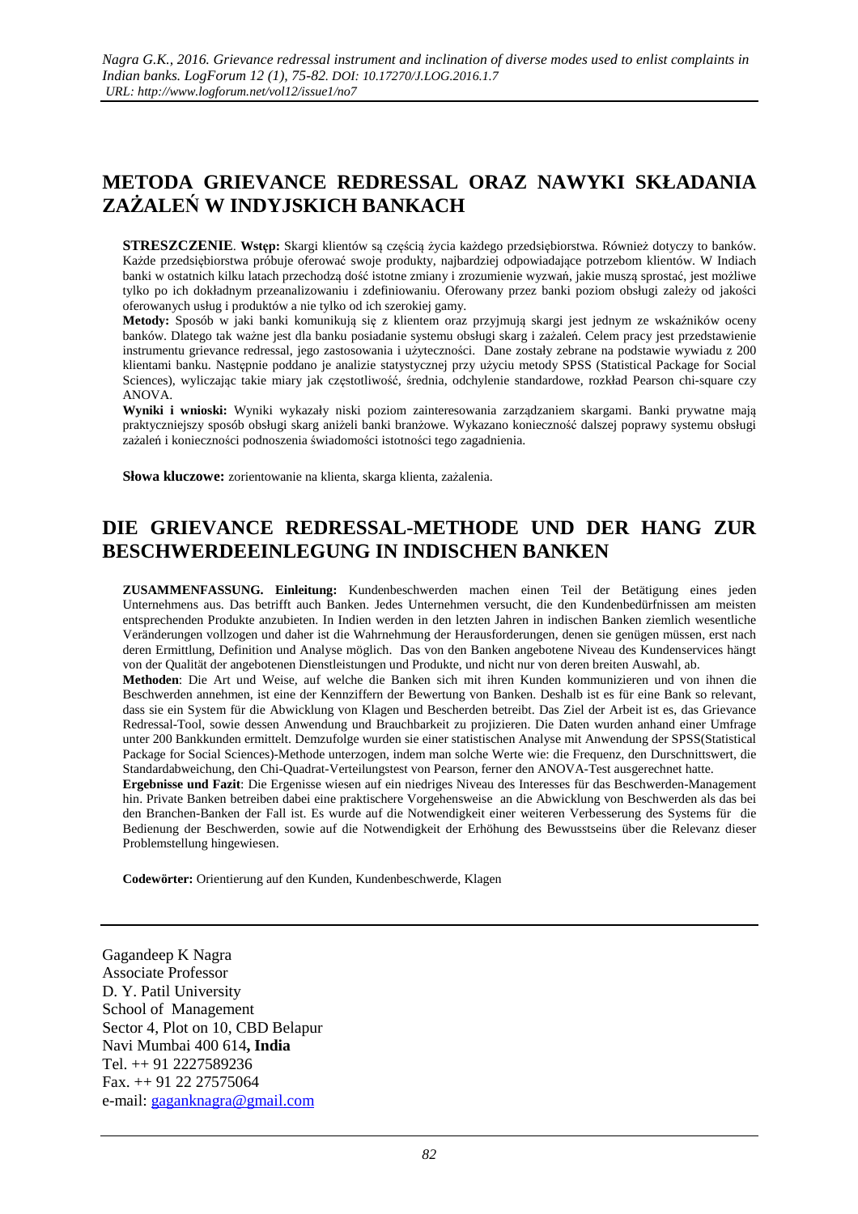# METODA GRIEVANCE REDRESSAL ORAZ NAWYKI SKŁADANIA ZAŻALEŃ W INDYJSKICH BANKACH

**STRESZCZENIE**. **Wstęp:** Skargi klientów są częścią życia każdego przedsiębiorstwa. Również dotyczy to banków. Każde przedsiębiorstwa próbuje oferować swoje produkty, najbardziej odpowiadające potrzebom klientów. W Indiach banki w ostatnich kilku latach przechodzą dość istotne zmiany i zrozumienie wyzwań, jakie muszą sprostać, jest możliwe tylko po ich dokładnym przeanalizowaniu i zdefiniowaniu. Oferowany przez banki poziom obsługi zależy od jakości oferowanych usług i produktów a nie tylko od ich szerokiej gamy.

**Metody:** Sposób w jaki banki komunikują się z klientem oraz przyjmują skargi jest jednym ze wskaźników oceny banków. Dlatego tak ważne jest dla banku posiadanie systemu obsługi skarg i zażaleń. Celem pracy jest przedstawienie instrumentu grievance redressal, jego zastosowania i użyteczności. Dane zostały zebrane na podstawie wywiadu z 200 klientami banku. Następnie poddano je analizie statystycznej przy użyciu metody SPSS (Statistical Package for Social Sciences), wyliczając takie miary jak częstotliwość, średnia, odchylenie standardowe, rozkład Pearson chi-square czy ANOVA.

**Wyniki i wnioski:** Wyniki wykazały niski poziom zainteresowania zarządzaniem skargami. Banki prywatne mają praktyczniejszy sposób obsługi skarg aniżeli banki branżowe. Wykazano konieczność dalszej poprawy systemu obsługi zażaleń i konieczności podnoszenia świadomości istotności tego zagadnienia.

**Słowa kluczowe:** zorientowanie na klienta, skarga klienta, zażalenia.

# DIE GRIEVANCE REDRESSAL-METHODE UND DER HANG ZUR BESCHWERDEEINLEGUNG IN INDISCHEN BANKEN

**ZUSAMMENFASSUNG. Einleitung:** Kundenbeschwerden machen einen Teil der Betätigung eines jeden Unternehmens aus. Das betrifft auch Banken. Jedes Unternehmen versucht, die den Kundenbedürfnissen am meisten entsprechenden Produkte anzubieten. In Indien werden in den letzten Jahren in indischen Banken ziemlich wesentliche Veränderungen vollzogen und daher ist die Wahrnehmung der Herausforderungen, denen sie genügen müssen, erst nach deren Ermittlung, Definition und Analyse möglich. Das von den Banken angebotene Niveau des Kundenservices hängt von der Qualität der angebotenen Dienstleistungen und Produkte, und nicht nur von deren breiten Auswahl, ab.

**Methoden**: Die Art und Weise, auf welche die Banken sich mit ihren Kunden kommunizieren und von ihnen die Beschwerden annehmen, ist eine der Kennziffern der Bewertung von Banken. Deshalb ist es für eine Bank so relevant, dass sie ein System für die Abwicklung von Klagen und Bescherden betreibt. Das Ziel der Arbeit ist es, das Grievance Redressal-Tool, sowie dessen Anwendung und Brauchbarkeit zu projizieren. Die Daten wurden anhand einer Umfrage unter 200 Bankkunden ermittelt. Demzufolge wurden sie einer statistischen Analyse mit Anwendung der SPSS(Statistical Package for Social Sciences)-Methode unterzogen, indem man solche Werte wie: die Frequenz, den Durschnittswert, die Standardabweichung, den Chi-Quadrat-Verteilungstest von Pearson, ferner den ANOVA-Test ausgerechnet hatte.

**Ergebnisse und Fazit**: Die Ergenisse wiesen auf ein niedriges Niveau des Interesses für das Beschwerden-Management hin. Private Banken betreiben dabei eine praktischere Vorgehensweise an die Abwicklung von Beschwerden als das bei den Branchen-Banken der Fall ist. Es wurde auf die Notwendigkeit einer weiteren Verbesserung des Systems für die Bedienung der Beschwerden, sowie auf die Notwendigkeit der Erhöhung des Bewusstseins über die Relevanz dieser Problemstellung hingewiesen.

**Codewörter:** Orientierung auf den Kunden, Kundenbeschwerde, Klagen

---

Gagandeep K Nagra
Associate Professor
D. Y. Patil University
School of Management
Sector 4, Plot on 10, CBD Belapur
Navi Mumbai 400 614**, India**
Tel. ++ 91 2227589236
Fax. ++ 91 22 27575064
e-mail: gaganknagra@gmail.com